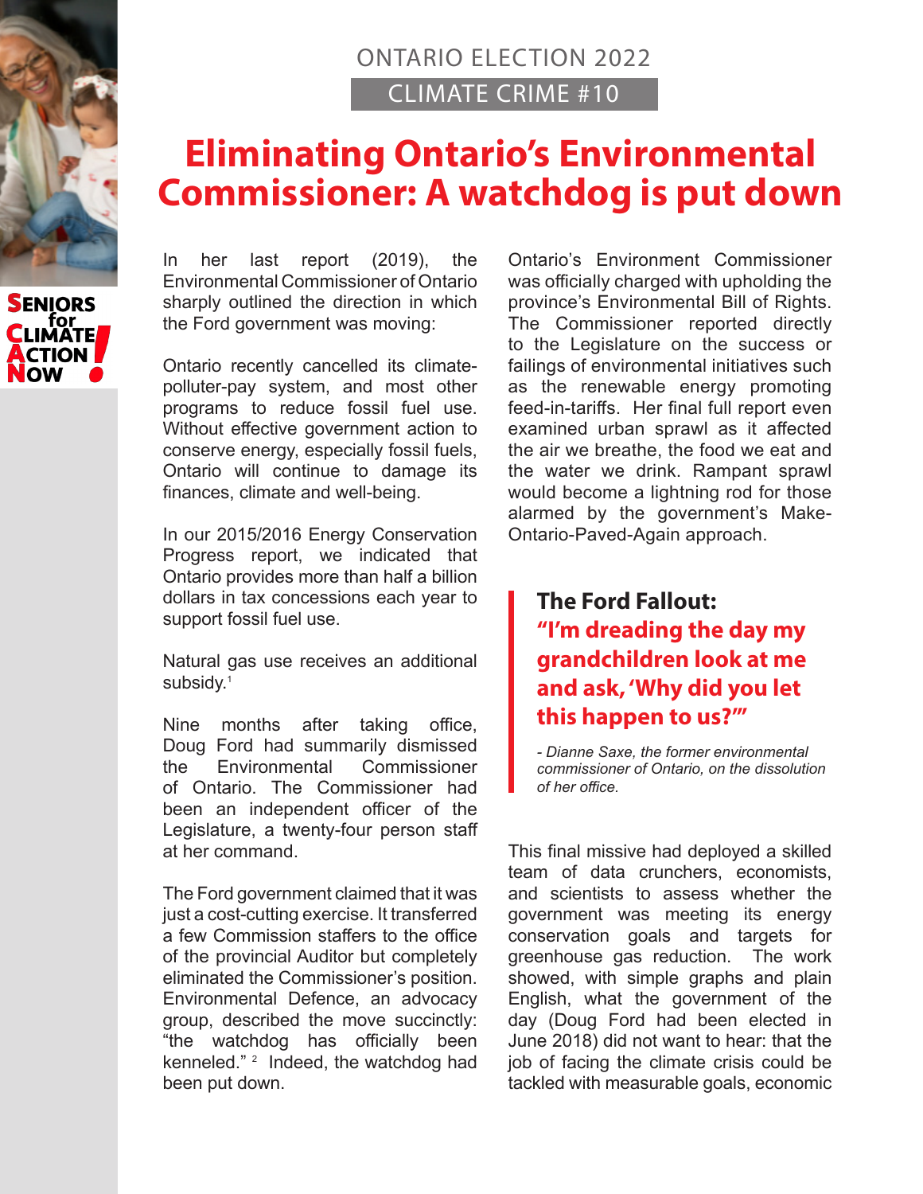ONTARIO ELECTION 2022

CLIMATE CRIME #10

# Eliminating Ontario's Environmental Commissioner: A watchdog is put down

In her last report (2019), the Environmental Commissioner of Ontario sharply outlined the direction in which the Ford government was moving:

Ontario recently cancelled its climate-polluter-pay system, and most other programs to reduce fossil fuel use. Without effective government action to conserve energy, especially fossil fuels, Ontario will continue to damage its finances, climate and well-being.

In our 2015/2016 Energy Conservation Progress report, we indicated that Ontario provides more than half a billion dollars in tax concessions each year to support fossil fuel use.

Natural gas use receives an additional subsidy.[1]

Nine months after taking office, Doug Ford had summarily dismissed the Environmental Commissioner of Ontario. The Commissioner had been an independent officer of the Legislature, a twenty-four person staff at her command.

The Ford government claimed that it was just a cost-cutting exercise. It transferred a few Commission staffers to the office of the provincial Auditor but completely eliminated the Commissioner's position. Environmental Defence, an advocacy group, described the move succinctly: "the watchdog has officially been kenneled." [2] Indeed, the watchdog had been put down.

Ontario's Environment Commissioner was officially charged with upholding the province's Environmental Bill of Rights. The Commissioner reported directly to the Legislature on the success or failings of environmental initiatives such as the renewable energy promoting feed-in-tariffs. Her final full report even examined urban sprawl as it affected the air we breathe, the food we eat and the water we drink. Rampant sprawl would become a lightning rod for those alarmed by the government's Make-Ontario-Paved-Again approach.

> **The Ford Fallout:**
> **"I'm dreading the day my grandchildren look at me and ask, 'Why did you let this happen to us?'"**
>
> *- Dianne Saxe, the former environmental commissioner of Ontario, on the dissolution of her office.*

This final missive had deployed a skilled team of data crunchers, economists, and scientists to assess whether the government was meeting its energy conservation goals and targets for greenhouse gas reduction. The work showed, with simple graphs and plain English, what the government of the day (Doug Ford had been elected in June 2018) did not want to hear: that the job of facing the climate crisis could be tackled with measurable goals, economic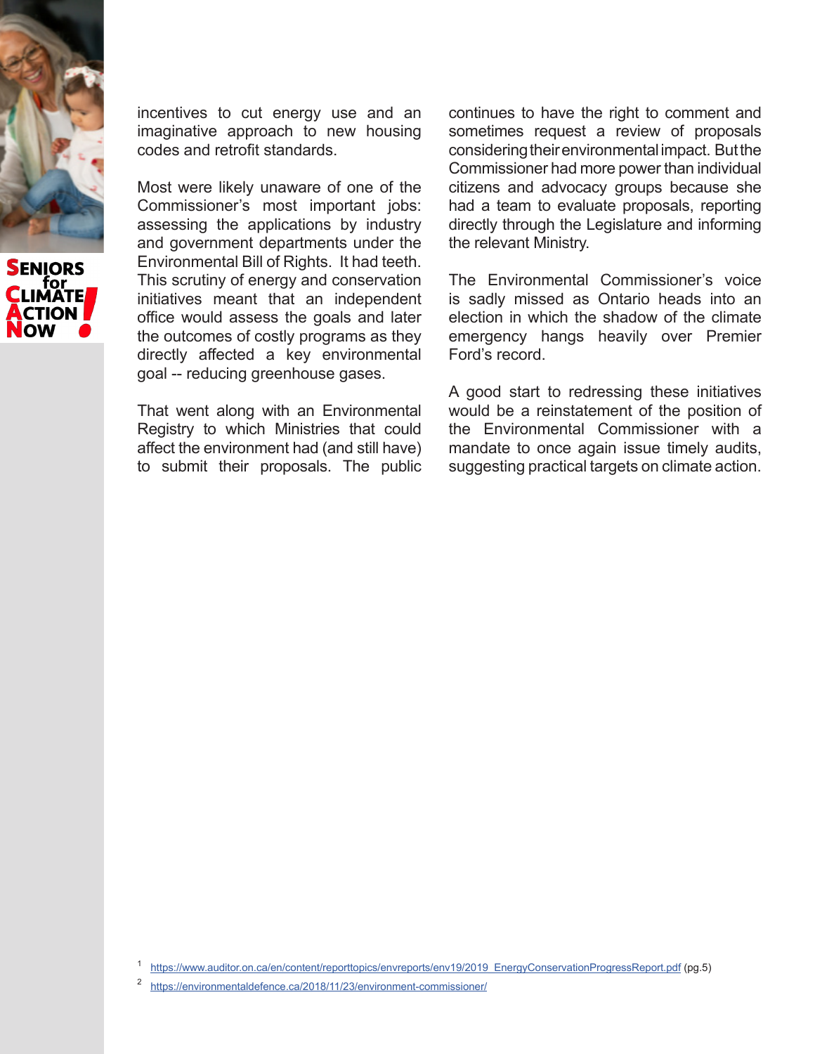incentives to cut energy use and an imaginative approach to new housing codes and retrofit standards.

Most were likely unaware of one of the Commissioner's most important jobs: assessing the applications by industry and government departments under the Environmental Bill of Rights. It had teeth. This scrutiny of energy and conservation initiatives meant that an independent office would assess the goals and later the outcomes of costly programs as they directly affected a key environmental goal -- reducing greenhouse gases.

That went along with an Environmental Registry to which Ministries that could affect the environment had (and still have) to submit their proposals. The public continues to have the right to comment and sometimes request a review of proposals considering their environmental impact. But the Commissioner had more power than individual citizens and advocacy groups because she had a team to evaluate proposals, reporting directly through the Legislature and informing the relevant Ministry.

The Environmental Commissioner's voice is sadly missed as Ontario heads into an election in which the shadow of the climate emergency hangs heavily over Premier Ford's record.

A good start to redressing these initiatives would be a reinstatement of the position of the Environmental Commissioner with a mandate to once again issue timely audits, suggesting practical targets on climate action.

[1] https://www.auditor.on.ca/en/content/reporttopics/envreports/env19/2019_EnergyConservationProgressReport.pdf (pg.5)

[2] https://environmentaldefence.ca/2018/11/23/environment-commissioner/